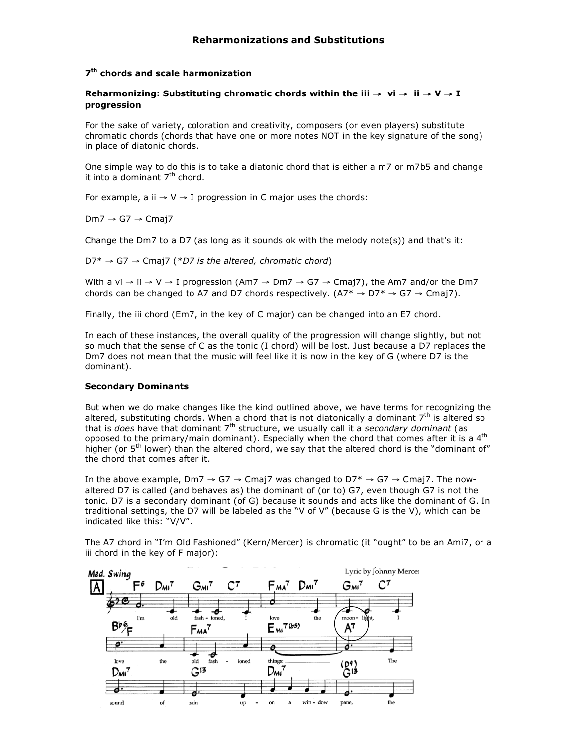# Reharmonizations and Substitutions

## 7th chords and scale harmonization

### Reharmonizing: Substituting chromatic chords within the iii → vi → ii → V → I progression

For the sake of variety, coloration and creativity, composers (or even players) substitute chromatic chords (chords that have one or more notes NOT in the key signature of the song) in place of diatonic chords.

One simple way to do this is to take a diatonic chord that is either a m7 or m7b5 and change it into a dominant 7th chord.

For example, a ii → V → I progression in C major uses the chords:

Dm7 → G7 → Cmaj7

Change the Dm7 to a D7 (as long as it sounds ok with the melody note(s)) and that's it:

D7* → G7 → Cmaj7 (*D7 is the altered, chromatic chord*)

With a vi → ii → V → I progression (Am7 → Dm7 → G7 → Cmaj7), the Am7 and/or the Dm7 chords can be changed to A7 and D7 chords respectively. (A7* → D7* → G7 → Cmaj7).

Finally, the iii chord (Em7, in the key of C major) can be changed into an E7 chord.

In each of these instances, the overall quality of the progression will change slightly, but not so much that the sense of C as the tonic (I chord) will be lost. Just because a D7 replaces the Dm7 does not mean that the music will feel like it is now in the key of G (where D7 is the dominant).

### Secondary Dominants

But when we do make changes like the kind outlined above, we have terms for recognizing the altered, substituting chords. When a chord that is not diatonically a dominant 7th is altered so that is *does* have that dominant 7th structure, we usually call it a *secondary dominant* (as opposed to the primary/main dominant). Especially when the chord that comes after it is a 4th higher (or 5th lower) than the altered chord, we say that the altered chord is the "dominant of" the chord that comes after it.

In the above example, Dm7 → G7 → Cmaj7 was changed to D7* → G7 → Cmaj7. The now-altered D7 is called (and behaves as) the dominant of (or to) G7, even though G7 is not the tonic. D7 is a secondary dominant (of G) because it sounds and acts like the dominant of G. In traditional settings, the D7 will be labeled as the "V of V" (because G is the V), which can be indicated like this: "V/V".

The A7 chord in "I'm Old Fashioned" (Kern/Mercer) is chromatic (it "ought" to be an Ami7, or a iii chord in the key of F major):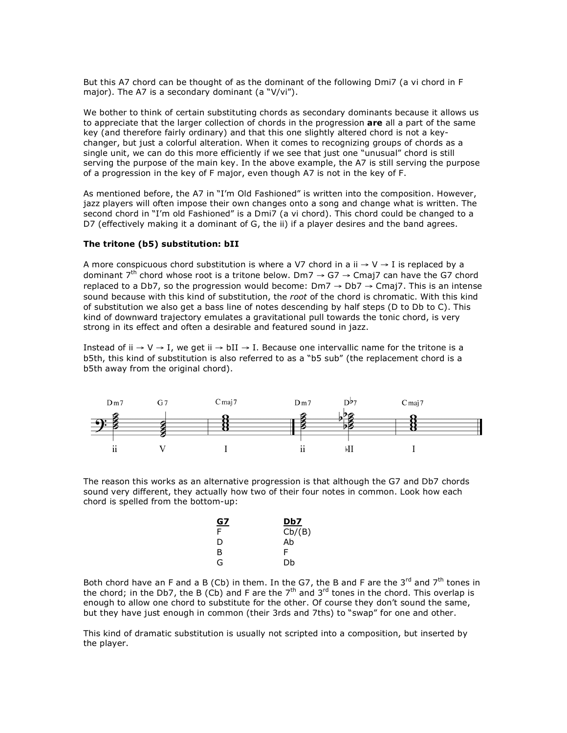But this A7 chord can be thought of as the dominant of the following Dmi7 (a vi chord in F major). The A7 is a secondary dominant (a "V/vi").

We bother to think of certain substituting chords as secondary dominants because it allows us to appreciate that the larger collection of chords in the progression **are** all a part of the same key (and therefore fairly ordinary) and that this one slightly altered chord is not a key-changer, but just a colorful alteration. When it comes to recognizing groups of chords as a single unit, we can do this more efficiently if we see that just one "unusual" chord is still serving the purpose of the main key. In the above example, the A7 is still serving the purpose of a progression in the key of F major, even though A7 is not in the key of F.

As mentioned before, the A7 in "I'm Old Fashioned" is written into the composition. However, jazz players will often impose their own changes onto a song and change what is written. The second chord in "I'm old Fashioned" is a Dmi7 (a vi chord). This chord could be changed to a D7 (effectively making it a dominant of G, the ii) if a player desires and the band agrees.

**The tritone (b5) substitution: bII**

A more conspicuous chord substitution is where a V7 chord in a ii → V → I is replaced by a dominant 7th chord whose root is a tritone below. Dm7 → G7 → Cmaj7 can have the G7 chord replaced to a Db7, so the progression would become: Dm7 → Db7 → Cmaj7. This is an intense sound because with this kind of substitution, the *root* of the chord is chromatic. With this kind of substitution we also get a bass line of notes descending by half steps (D to Db to C). This kind of downward trajectory emulates a gravitational pull towards the tonic chord, is very strong in its effect and often a desirable and featured sound in jazz.

Instead of ii → V → I, we get ii → bII → I. Because one intervallic name for the tritone is a b5th, this kind of substitution is also referred to as a "b5 sub" (the replacement chord is a b5th away from the original chord).

| Dm7 | G7 | Cmaj7 | Dm7 | D♭7 | Cmaj7 |
|---|---|---|---|---|---|
| ii | V | I | ii | ♭II | I |

The reason this works as an alternative progression is that although the G7 and Db7 chords sound very different, they actually how two of their four notes in common. Look how each chord is spelled from the bottom-up:

| G7 | Db7 |
|---|---|
| F | Cb/(B) |
| D | Ab |
| B | F |
| G | Db |

Both chord have an F and a B (Cb) in them. In the G7, the B and F are the 3rd and 7th tones in the chord; in the Db7, the B (Cb) and F are the 7th and 3rd tones in the chord. This overlap is enough to allow one chord to substitute for the other. Of course they don't sound the same, but they have just enough in common (their 3rds and 7ths) to "swap" for one and other.

This kind of dramatic substitution is usually not scripted into a composition, but inserted by the player.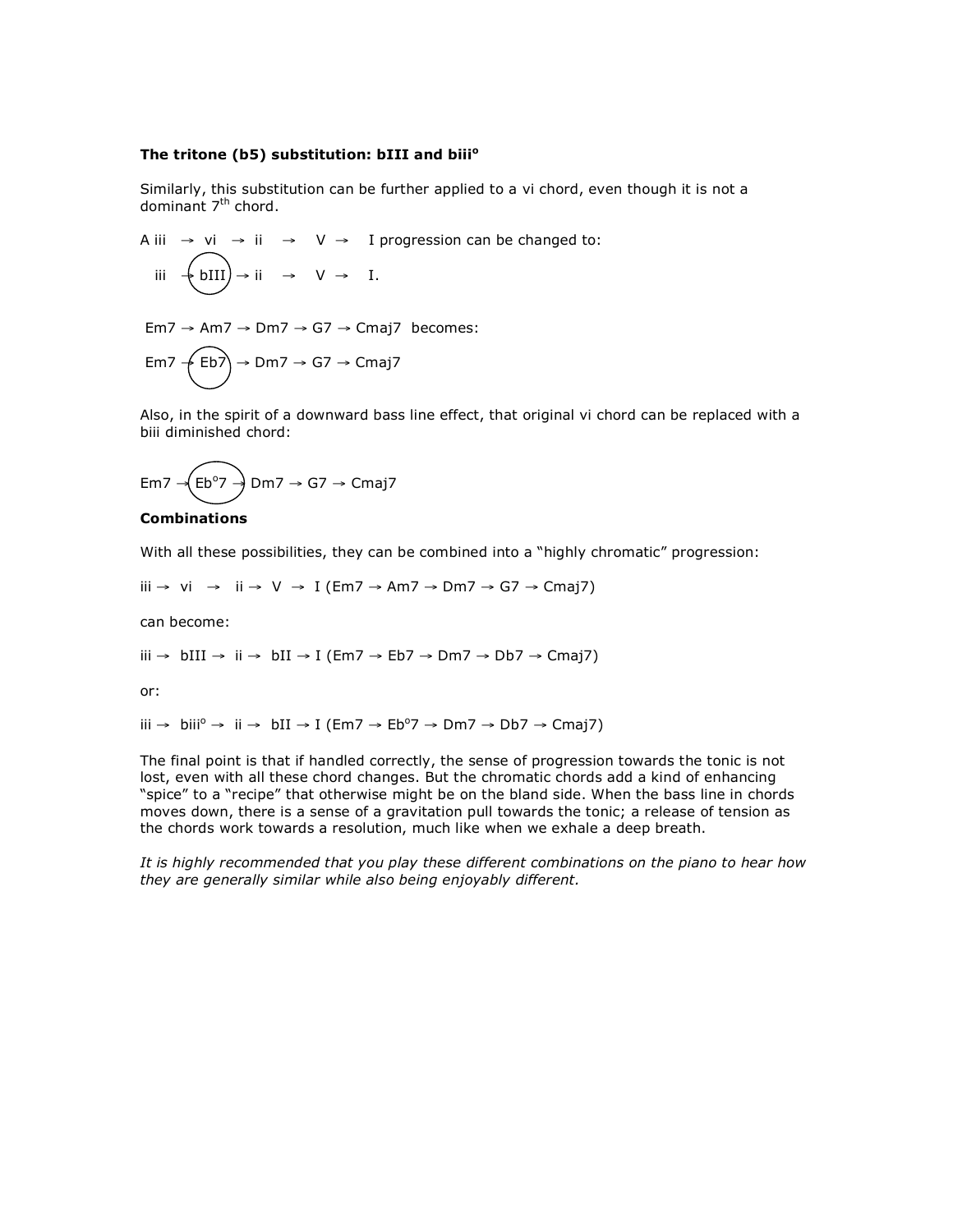**The tritone (b5) substitution: bIII and biii$^o$**

Similarly, this substitution can be further applied to a vi chord, even though it is not a dominant 7$^{th}$ chord.

A iii → vi → ii → V → I progression can be changed to:

iii → bIII → ii → V → I.

Em7 → Am7 → Dm7 → G7 → Cmaj7 becomes:

Em7 → Eb7 → Dm7 → G7 → Cmaj7

Also, in the spirit of a downward bass line effect, that original vi chord can be replaced with a biii diminished chord:

Em7 → Eb$^o$7 → Dm7 → G7 → Cmaj7

**Combinations**

With all these possibilities, they can be combined into a "highly chromatic" progression:

iii → vi → ii → V → I (Em7 → Am7 → Dm7 → G7 → Cmaj7)

can become:

iii → bIII → ii → bII → I (Em7 → Eb7 → Dm7 → Db7 → Cmaj7)

or:

iii → biii$^o$ → ii → bII → I (Em7 → Eb$^o$7 → Dm7 → Db7 → Cmaj7)

The final point is that if handled correctly, the sense of progression towards the tonic is not lost, even with all these chord changes. But the chromatic chords add a kind of enhancing "spice" to a "recipe" that otherwise might be on the bland side. When the bass line in chords moves down, there is a sense of a gravitation pull towards the tonic; a release of tension as the chords work towards a resolution, much like when we exhale a deep breath.

*It is highly recommended that you play these different combinations on the piano to hear how they are generally similar while also being enjoyably different.*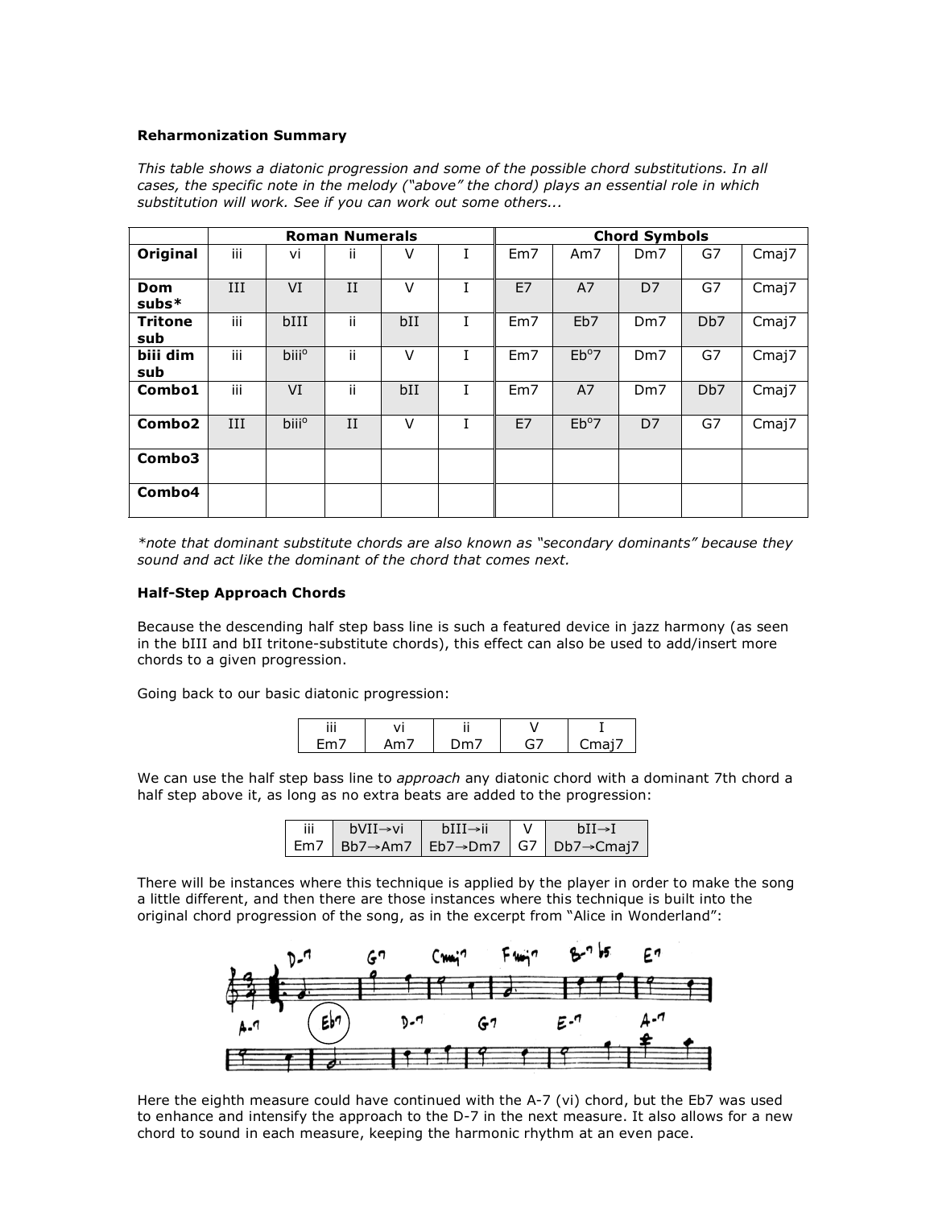**Reharmonization Summary**

*This table shows a diatonic progression and some of the possible chord substitutions. In all cases, the specific note in the melody ("above" the chord) plays an essential role in which substitution will work. See if you can work out some others...*

| | Roman Numerals | | | | | Chord Symbols | | | | |
|---|---|---|---|---|---|---|---|---|---|---|
| **Original** | iii | vi | ii | V | I | Em7 | Am7 | Dm7 | G7 | Cmaj7 |
| **Dom subs*** | III | VI | II | V | I | E7 | A7 | D7 | G7 | Cmaj7 |
| **Tritone sub** | iii | bIII | ii | bII | I | Em7 | Eb7 | Dm7 | Db7 | Cmaj7 |
| **biii dim sub** | iii | biii° | ii | V | I | Em7 | Eb°7 | Dm7 | G7 | Cmaj7 |
| **Combo1** | iii | VI | ii | bII | I | Em7 | A7 | Dm7 | Db7 | Cmaj7 |
| **Combo2** | III | biii° | II | V | I | E7 | Eb°7 | D7 | G7 | Cmaj7 |
| **Combo3** | | | | | | | | | | |
| **Combo4** | | | | | | | | | | |

*\*note that dominant substitute chords are also known as "secondary dominants" because they sound and act like the dominant of the chord that comes next.*

**Half-Step Approach Chords**

Because the descending half step bass line is such a featured device in jazz harmony (as seen in the bIII and bII tritone-substitute chords), this effect can also be used to add/insert more chords to a given progression.

Going back to our basic diatonic progression:

| iii | vi | ii | V | I |
|---|---|---|---|---|
| Em7 | Am7 | Dm7 | G7 | Cmaj7 |

We can use the half step bass line to *approach* any diatonic chord with a dominant 7th chord a half step above it, as long as no extra beats are added to the progression:

| iii | bVII→vi | bIII→ii | V | bII→I |
|---|---|---|---|---|
| Em7 | Bb7→Am7 | Eb7→Dm7 | G7 | Db7→Cmaj7 |

There will be instances where this technique is applied by the player in order to make the song a little different, and then there are those instances where this technique is built into the original chord progression of the song, as in the excerpt from "Alice in Wonderland":

Here the eighth measure could have continued with the A-7 (vi) chord, but the Eb7 was used to enhance and intensify the approach to the D-7 in the next measure. It also allows for a new chord to sound in each measure, keeping the harmonic rhythm at an even pace.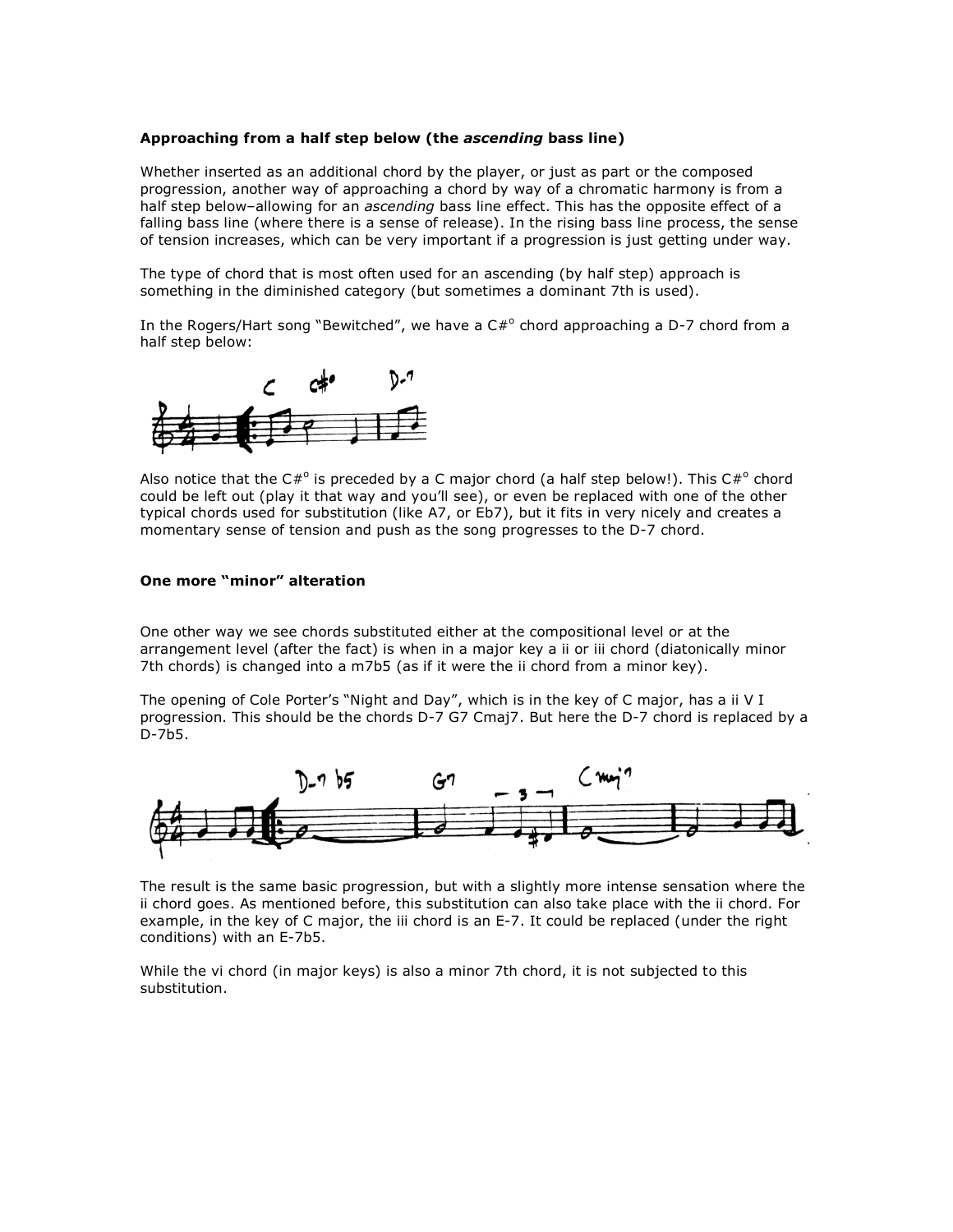### Approaching from a half step below (the *ascending* bass line)

Whether inserted as an additional chord by the player, or just as part or the composed progression, another way of approaching a chord by way of a chromatic harmony is from a half step below–allowing for an *ascending* bass line effect. This has the opposite effect of a falling bass line (where there is a sense of release). In the rising bass line process, the sense of tension increases, which can be very important if a progression is just getting under way.

The type of chord that is most often used for an ascending (by half step) approach is something in the diminished category (but sometimes a dominant 7th is used).

In the Rogers/Hart song "Bewitched", we have a C#° chord approaching a D-7 chord from a half step below:

Also notice that the C#° is preceded by a C major chord (a half step below!). This C#° chord could be left out (play it that way and you'll see), or even be replaced with one of the other typical chords used for substitution (like A7, or Eb7), but it fits in very nicely and creates a momentary sense of tension and push as the song progresses to the D-7 chord.

### One more "minor" alteration

One other way we see chords substituted either at the compositional level or at the arrangement level (after the fact) is when in a major key a ii or iii chord (diatonically minor 7th chords) is changed into a m7b5 (as if it were the ii chord from a minor key).

The opening of Cole Porter's "Night and Day", which is in the key of C major, has a ii V I progression. This should be the chords D-7 G7 Cmaj7. But here the D-7 chord is replaced by a D-7b5.

The result is the same basic progression, but with a slightly more intense sensation where the ii chord goes. As mentioned before, this substitution can also take place with the ii chord. For example, in the key of C major, the iii chord is an E-7. It could be replaced (under the right conditions) with an E-7b5.

While the vi chord (in major keys) is also a minor 7th chord, it is not subjected to this substitution.